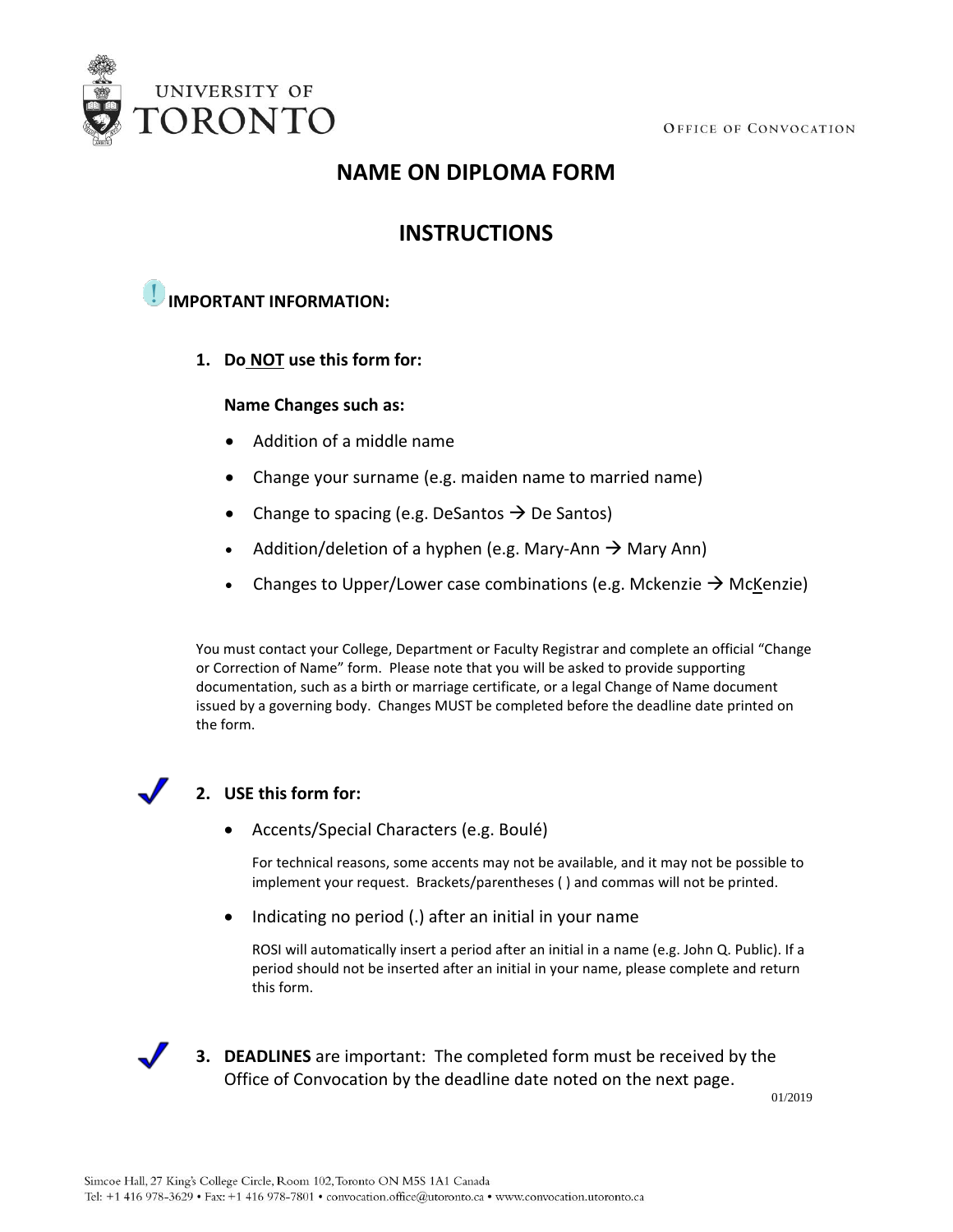UNIVERSITY OF TORONTO

OFFICE OF CONVOCATION

# NAME ON DIPLOMA FORM

# INSTRUCTIONS

**IMPORTANT INFORMATION:**

1. **Do NOT use this form for:**

   **Name Changes such as:**

   - Addition of a middle name
   - Change your surname (e.g. maiden name to married name)
   - Change to spacing (e.g. DeSantos → De Santos)
   - Addition/deletion of a hyphen (e.g. Mary-Ann → Mary Ann)
   - Changes to Upper/Lower case combinations (e.g. Mckenzie → McKenzie)

   You must contact your College, Department or Faculty Registrar and complete an official "Change or Correction of Name" form. Please note that you will be asked to provide supporting documentation, such as a birth or marriage certificate, or a legal Change of Name document issued by a governing body. Changes MUST be completed before the deadline date printed on the form.

2. **USE this form for:**

   - Accents/Special Characters (e.g. Boulé)

     For technical reasons, some accents may not be available, and it may not be possible to implement your request. Brackets/parentheses ( ) and commas will not be printed.

   - Indicating no period (.) after an initial in your name

     ROSI will automatically insert a period after an initial in a name (e.g. John Q. Public). If a period should not be inserted after an initial in your name, please complete and return this form.

3. **DEADLINES** are important: The completed form must be received by the Office of Convocation by the deadline date noted on the next page.

01/2019

Simcoe Hall, 27 King's College Circle, Room 102, Toronto ON M5S 1A1 Canada
Tel: +1 416 978-3629 • Fax: +1 416 978-7801 • convocation.office@utoronto.ca • www.convocation.utoronto.ca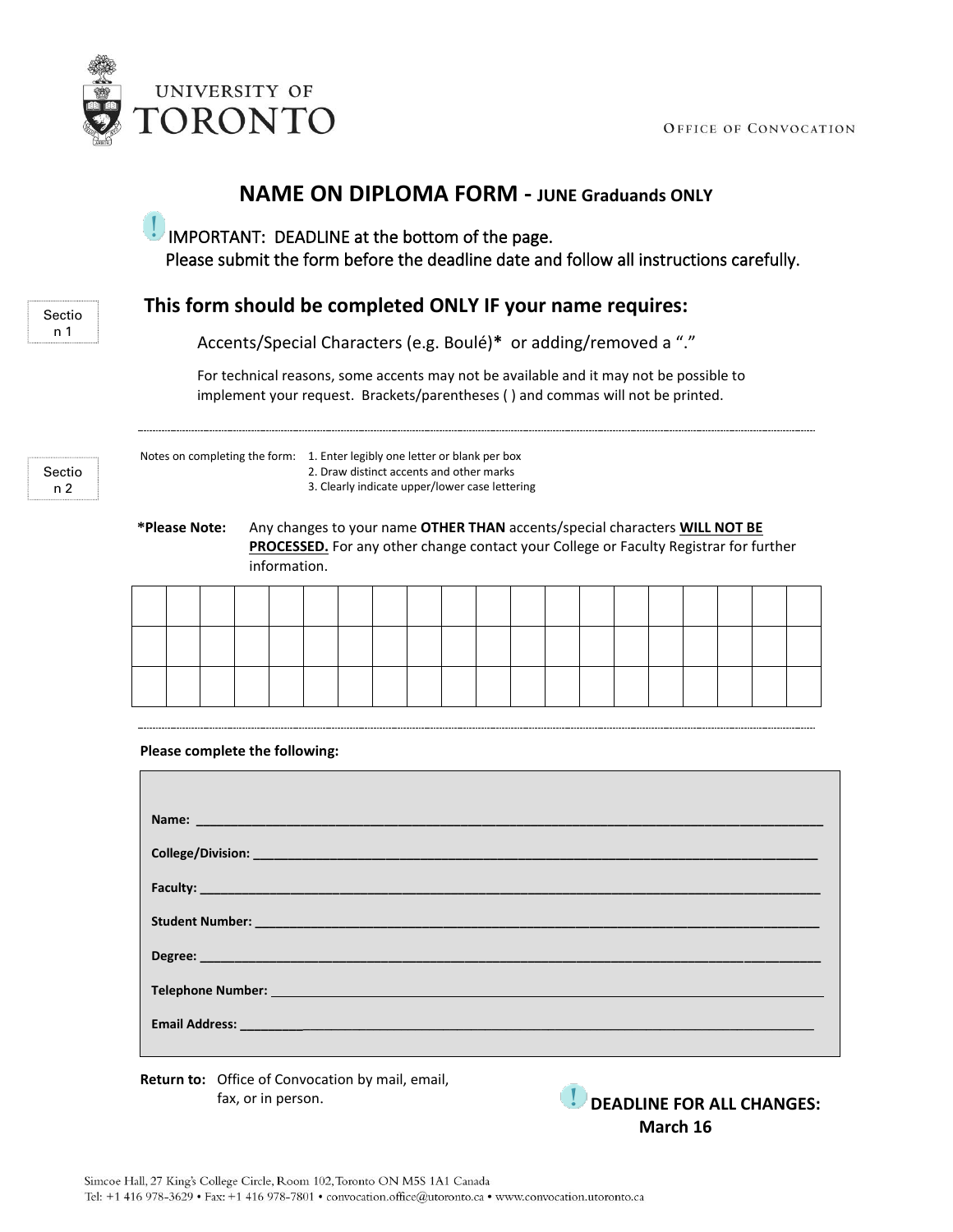UNIVERSITY OF TORONTO

OFFICE OF CONVOCATION

# NAME ON DIPLOMA FORM - JUNE Graduands ONLY

IMPORTANT: DEADLINE at the bottom of the page.
Please submit the form before the deadline date and follow all instructions carefully.

Section 1

## This form should be completed ONLY IF your name requires:

Accents/Special Characters (e.g. Boulé)* or adding/removed a "."

For technical reasons, some accents may not be available and it may not be possible to implement your request. Brackets/parentheses ( ) and commas will not be printed.

Section 2

Notes on completing the form:
1. Enter legibly one letter or blank per box
2. Draw distinct accents and other marks
3. Clearly indicate upper/lower case lettering

**\*Please Note:** Any changes to your name **OTHER THAN** accents/special characters **WILL NOT BE PROCESSED.** For any other change contact your College or Faculty Registrar for further information.

| | | | | | | | | | | | | | | | | | | | |
|---|---|---|---|---|---|---|---|---|---|---|---|---|---|---|---|---|---|---|---|
| | | | | | | | | | | | | | | | | | | | |
| | | | | | | | | | | | | | | | | | | | |
| | | | | | | | | | | | | | | | | | | | |

**Please complete the following:**

**Name:** ______________________________

**College/Division:** ______________________________

**Faculty:** ______________________________

**Student Number:** ______________________________

**Degree:** ______________________________

**Telephone Number:** ______________________________

**Email Address:** ______________________________

**Return to:** Office of Convocation by mail, email, fax, or in person.

**DEADLINE FOR ALL CHANGES: March 16**

Simcoe Hall, 27 King's College Circle, Room 102, Toronto ON M5S 1A1 Canada
Tel: +1 416 978-3629 • Fax: +1 416 978-7801 • convocation.office@utoronto.ca • www.convocation.utoronto.ca